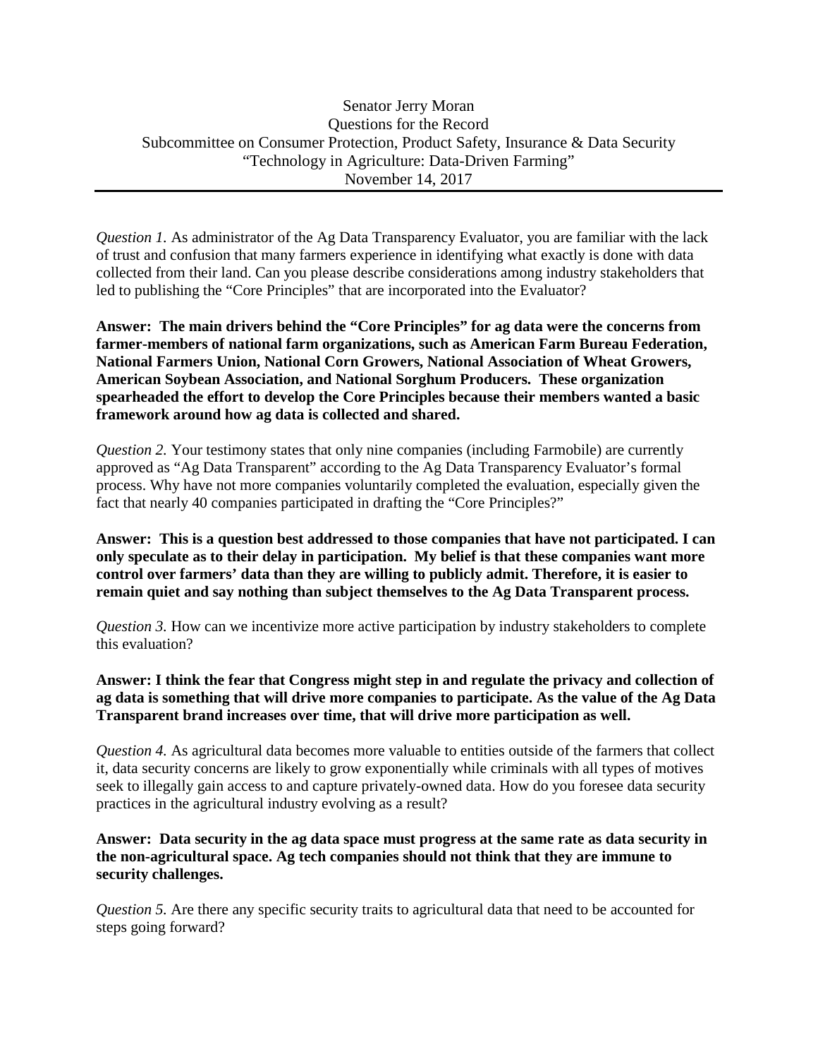Senator Jerry Moran
Questions for the Record
Subcommittee on Consumer Protection, Product Safety, Insurance & Data Security
"Technology in Agriculture: Data-Driven Farming"
November 14, 2017

---

*Question 1.* As administrator of the Ag Data Transparency Evaluator, you are familiar with the lack of trust and confusion that many farmers experience in identifying what exactly is done with data collected from their land. Can you please describe considerations among industry stakeholders that led to publishing the "Core Principles" that are incorporated into the Evaluator?

**Answer: The main drivers behind the "Core Principles" for ag data were the concerns from farmer-members of national farm organizations, such as American Farm Bureau Federation, National Farmers Union, National Corn Growers, National Association of Wheat Growers, American Soybean Association, and National Sorghum Producers. These organization spearheaded the effort to develop the Core Principles because their members wanted a basic framework around how ag data is collected and shared.**

*Question 2.* Your testimony states that only nine companies (including Farmobile) are currently approved as "Ag Data Transparent" according to the Ag Data Transparency Evaluator's formal process. Why have not more companies voluntarily completed the evaluation, especially given the fact that nearly 40 companies participated in drafting the "Core Principles?"

**Answer: This is a question best addressed to those companies that have not participated. I can only speculate as to their delay in participation. My belief is that these companies want more control over farmers' data than they are willing to publicly admit. Therefore, it is easier to remain quiet and say nothing than subject themselves to the Ag Data Transparent process.**

*Question 3.* How can we incentivize more active participation by industry stakeholders to complete this evaluation?

**Answer: I think the fear that Congress might step in and regulate the privacy and collection of ag data is something that will drive more companies to participate. As the value of the Ag Data Transparent brand increases over time, that will drive more participation as well.**

*Question 4.* As agricultural data becomes more valuable to entities outside of the farmers that collect it, data security concerns are likely to grow exponentially while criminals with all types of motives seek to illegally gain access to and capture privately-owned data. How do you foresee data security practices in the agricultural industry evolving as a result?

**Answer: Data security in the ag data space must progress at the same rate as data security in the non-agricultural space. Ag tech companies should not think that they are immune to security challenges.**

*Question 5.* Are there any specific security traits to agricultural data that need to be accounted for steps going forward?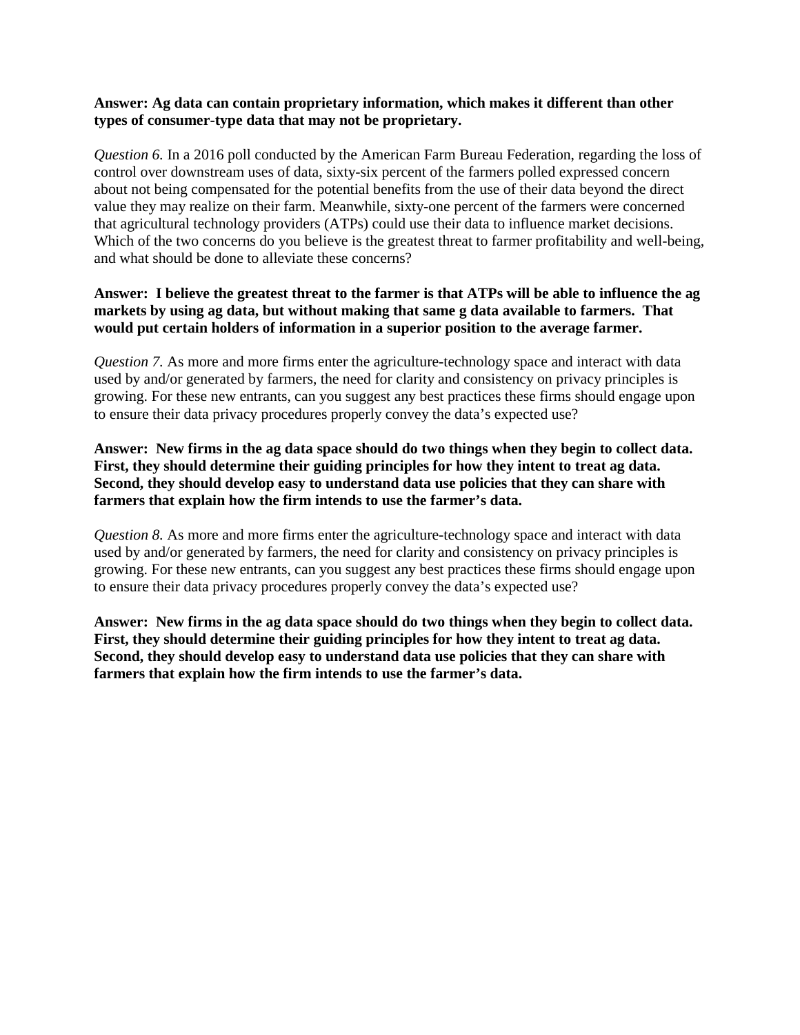**Answer: Ag data can contain proprietary information, which makes it different than other types of consumer-type data that may not be proprietary.**

*Question 6.* In a 2016 poll conducted by the American Farm Bureau Federation, regarding the loss of control over downstream uses of data, sixty-six percent of the farmers polled expressed concern about not being compensated for the potential benefits from the use of their data beyond the direct value they may realize on their farm. Meanwhile, sixty-one percent of the farmers were concerned that agricultural technology providers (ATPs) could use their data to influence market decisions. Which of the two concerns do you believe is the greatest threat to farmer profitability and well-being, and what should be done to alleviate these concerns?

**Answer: I believe the greatest threat to the farmer is that ATPs will be able to influence the ag markets by using ag data, but without making that same g data available to farmers. That would put certain holders of information in a superior position to the average farmer.**

*Question 7.* As more and more firms enter the agriculture-technology space and interact with data used by and/or generated by farmers, the need for clarity and consistency on privacy principles is growing. For these new entrants, can you suggest any best practices these firms should engage upon to ensure their data privacy procedures properly convey the data's expected use?

**Answer: New firms in the ag data space should do two things when they begin to collect data. First, they should determine their guiding principles for how they intent to treat ag data. Second, they should develop easy to understand data use policies that they can share with farmers that explain how the firm intends to use the farmer's data.**

*Question 8.* As more and more firms enter the agriculture-technology space and interact with data used by and/or generated by farmers, the need for clarity and consistency on privacy principles is growing. For these new entrants, can you suggest any best practices these firms should engage upon to ensure their data privacy procedures properly convey the data's expected use?

**Answer: New firms in the ag data space should do two things when they begin to collect data. First, they should determine their guiding principles for how they intent to treat ag data. Second, they should develop easy to understand data use policies that they can share with farmers that explain how the firm intends to use the farmer's data.**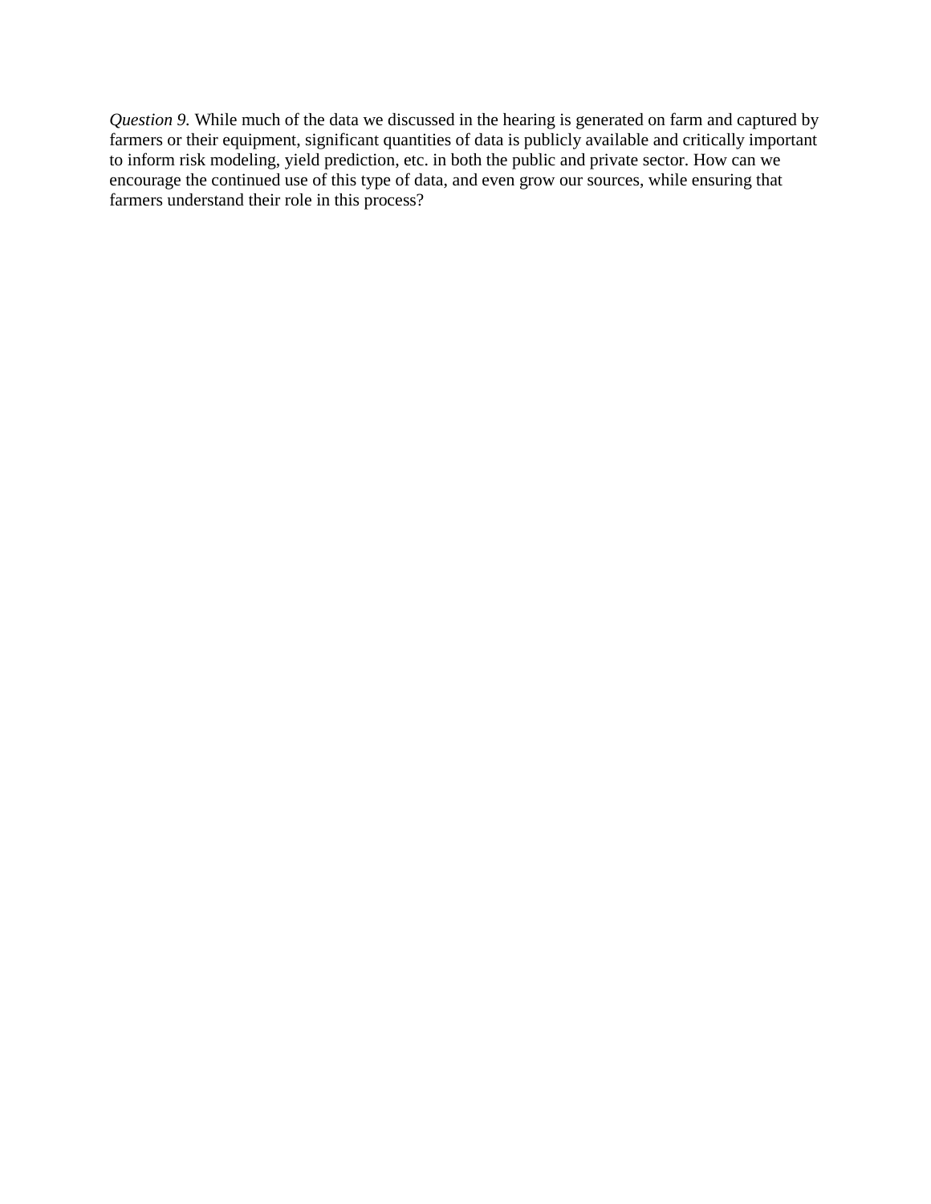*Question 9.* While much of the data we discussed in the hearing is generated on farm and captured by farmers or their equipment, significant quantities of data is publicly available and critically important to inform risk modeling, yield prediction, etc. in both the public and private sector. How can we encourage the continued use of this type of data, and even grow our sources, while ensuring that farmers understand their role in this process?